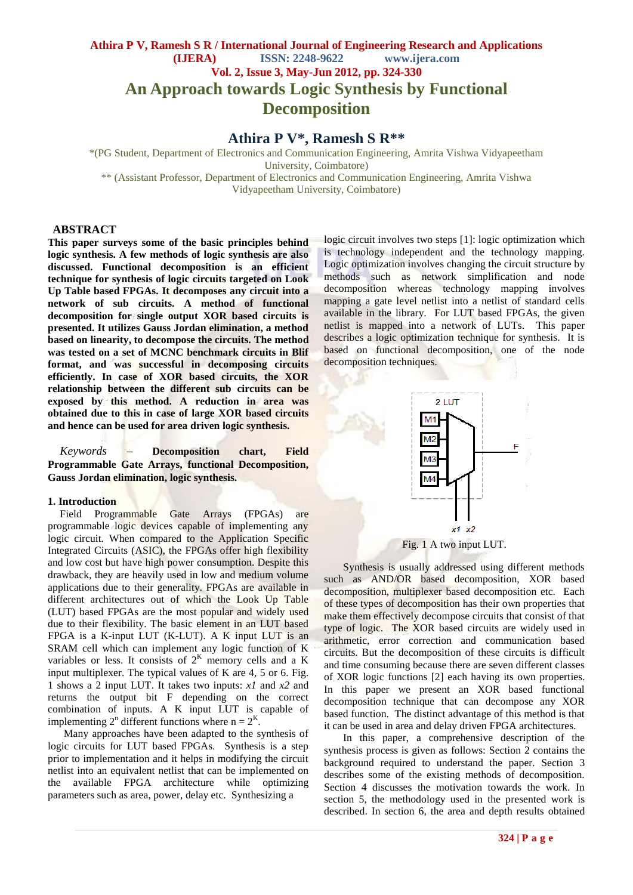# An Approach towards Logic Synthesis by Functional Decomposition

## Athira P V*, Ramesh S R**

*(PG Student, Department of Electronics and Communication Engineering, Amrita Vishwa Vidyapeetham University, Coimbatore)
** (Assistant Professor, Department of Electronics and Communication Engineering, Amrita Vishwa Vidyapeetham University, Coimbatore)

## ABSTRACT

**This paper surveys some of the basic principles behind logic synthesis. A few methods of logic synthesis are also discussed. Functional decomposition is an efficient technique for synthesis of logic circuits targeted on Look Up Table based FPGAs. It decomposes any circuit into a network of sub circuits. A method of functional decomposition for single output XOR based circuits is presented. It utilizes Gauss Jordan elimination, a method based on linearity, to decompose the circuits. The method was tested on a set of MCNC benchmark circuits in Blif format, and was successful in decomposing circuits efficiently. In case of XOR based circuits, the XOR relationship between the different sub circuits can be exposed by this method. A reduction in area was obtained due to this in case of large XOR based circuits and hence can be used for area driven logic synthesis.**

*Keywords* – **Decomposition chart, Field Programmable Gate Arrays, functional Decomposition, Gauss Jordan elimination, logic synthesis.**

### 1. Introduction

Field Programmable Gate Arrays (FPGAs) are programmable logic devices capable of implementing any logic circuit. When compared to the Application Specific Integrated Circuits (ASIC), the FPGAs offer high flexibility and low cost but have high power consumption. Despite this drawback, they are heavily used in low and medium volume applications due to their generality. FPGAs are available in different architectures out of which the Look Up Table (LUT) based FPGAs are the most popular and widely used due to their flexibility. The basic element in an LUT based FPGA is a K-input LUT (K-LUT). A K input LUT is an SRAM cell which can implement any logic function of K variables or less. It consists of $2^K$ memory cells and a K input multiplexer. The typical values of K are 4, 5 or 6. Fig. 1 shows a 2 input LUT. It takes two inputs: *x1* and *x2* and returns the output bit F depending on the correct combination of inputs. A K input LUT is capable of implementing $2^n$ different functions where $n = 2^K$.

Many approaches have been adapted to the synthesis of logic circuits for LUT based FPGAs. Synthesis is a step prior to implementation and it helps in modifying the circuit netlist into an equivalent netlist that can be implemented on the available FPGA architecture while optimizing parameters such as area, power, delay etc. Synthesizing a logic circuit involves two steps [1]: logic optimization which is technology independent and the technology mapping. Logic optimization involves changing the circuit structure by methods such as network simplification and node decomposition whereas technology mapping involves mapping a gate level netlist into a netlist of standard cells available in the library. For LUT based FPGAs, the given netlist is mapped into a network of LUTs. This paper describes a logic optimization technique for synthesis. It is based on functional decomposition, one of the node decomposition techniques.

Fig. 1 A two input LUT.

Synthesis is usually addressed using different methods such as AND/OR based decomposition, XOR based decomposition, multiplexer based decomposition etc. Each of these types of decomposition has their own properties that make them effectively decompose circuits that consist of that type of logic. The XOR based circuits are widely used in arithmetic, error correction and communication based circuits. But the decomposition of these circuits is difficult and time consuming because there are seven different classes of XOR logic functions [2] each having its own properties. In this paper we present an XOR based functional decomposition technique that can decompose any XOR based function. The distinct advantage of this method is that it can be used in area and delay driven FPGA architectures.

In this paper, a comprehensive description of the synthesis process is given as follows: Section 2 contains the background required to understand the paper. Section 3 describes some of the existing methods of decomposition. Section 4 discusses the motivation towards the work. In section 5, the methodology used in the presented work is described. In section 6, the area and depth results obtained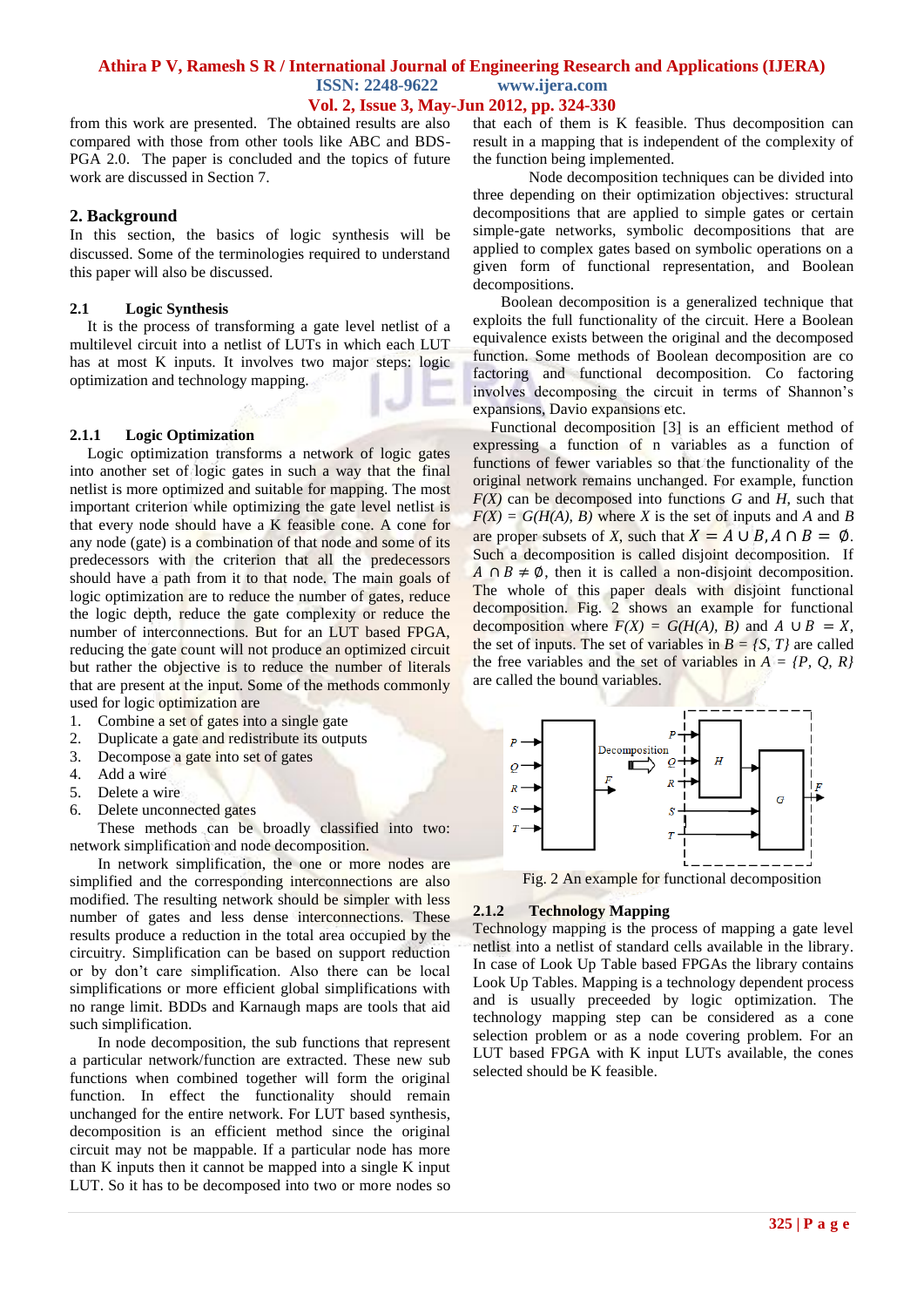from this work are presented. The obtained results are also compared with those from other tools like ABC and BDS-PGA 2.0. The paper is concluded and the topics of future work are discussed in Section 7.

## 2. Background

In this section, the basics of logic synthesis will be discussed. Some of the terminologies required to understand this paper will also be discussed.

### 2.1 Logic Synthesis

It is the process of transforming a gate level netlist of a multilevel circuit into a netlist of LUTs in which each LUT has at most K inputs. It involves two major steps: logic optimization and technology mapping.

#### 2.1.1 Logic Optimization

Logic optimization transforms a network of logic gates into another set of logic gates in such a way that the final netlist is more optimized and suitable for mapping. The most important criterion while optimizing the gate level netlist is that every node should have a K feasible cone. A cone for any node (gate) is a combination of that node and some of its predecessors with the criterion that all the predecessors should have a path from it to that node. The main goals of logic optimization are to reduce the number of gates, reduce the logic depth, reduce the gate complexity or reduce the number of interconnections. But for an LUT based FPGA, reducing the gate count will not produce an optimized circuit but rather the objective is to reduce the number of literals that are present at the input. Some of the methods commonly used for logic optimization are

1. Combine a set of gates into a single gate
2. Duplicate a gate and redistribute its outputs
3. Decompose a gate into set of gates
4. Add a wire
5. Delete a wire
6. Delete unconnected gates

These methods can be broadly classified into two: network simplification and node decomposition.

In network simplification, the one or more nodes are simplified and the corresponding interconnections are also modified. The resulting network should be simpler with less number of gates and less dense interconnections. These results produce a reduction in the total area occupied by the circuitry. Simplification can be based on support reduction or by don't care simplification. Also there can be local simplifications or more efficient global simplifications with no range limit. BDDs and Karnaugh maps are tools that aid such simplification.

In node decomposition, the sub functions that represent a particular network/function are extracted. These new sub functions when combined together will form the original function. In effect the functionality should remain unchanged for the entire network. For LUT based synthesis, decomposition is an efficient method since the original circuit may not be mappable. If a particular node has more than K inputs then it cannot be mapped into a single K input LUT. So it has to be decomposed into two or more nodes so that each of them is K feasible. Thus decomposition can result in a mapping that is independent of the complexity of the function being implemented.

Node decomposition techniques can be divided into three depending on their optimization objectives: structural decompositions that are applied to simple gates or certain simple-gate networks, symbolic decompositions that are applied to complex gates based on symbolic operations on a given form of functional representation, and Boolean decompositions.

Boolean decomposition is a generalized technique that exploits the full functionality of the circuit. Here a Boolean equivalence exists between the original and the decomposed function. Some methods of Boolean decomposition are co factoring and functional decomposition. Co factoring involves decomposing the circuit in terms of Shannon's expansions, Davio expansions etc.

Functional decomposition [3] is an efficient method of expressing a function of n variables as a function of functions of fewer variables so that the functionality of the original network remains unchanged. For example, function *F(X)* can be decomposed into functions *G* and *H*, such that *F(X) = G(H(A), B)* where *X* is the set of inputs and *A* and *B* are proper subsets of *X*, such that $X = A \cup B, A \cap B = \emptyset$. Such a decomposition is called disjoint decomposition. If $A \cap B \neq \emptyset$, then it is called a non-disjoint decomposition. The whole of this paper deals with disjoint functional decomposition. Fig. 2 shows an example for functional decomposition where *F(X) = G(H(A), B)* and $A \cup B = X$, the set of inputs. The set of variables in *B = {S, T}* are called the free variables and the set of variables in *A = {P, Q, R}* are called the bound variables.

Fig. 2 An example for functional decomposition

#### 2.1.2 Technology Mapping

Technology mapping is the process of mapping a gate level netlist into a netlist of standard cells available in the library. In case of Look Up Table based FPGAs the library contains Look Up Tables. Mapping is a technology dependent process and is usually preceeded by logic optimization. The technology mapping step can be considered as a cone selection problem or as a node covering problem. For an LUT based FPGA with K input LUTs available, the cones selected should be K feasible.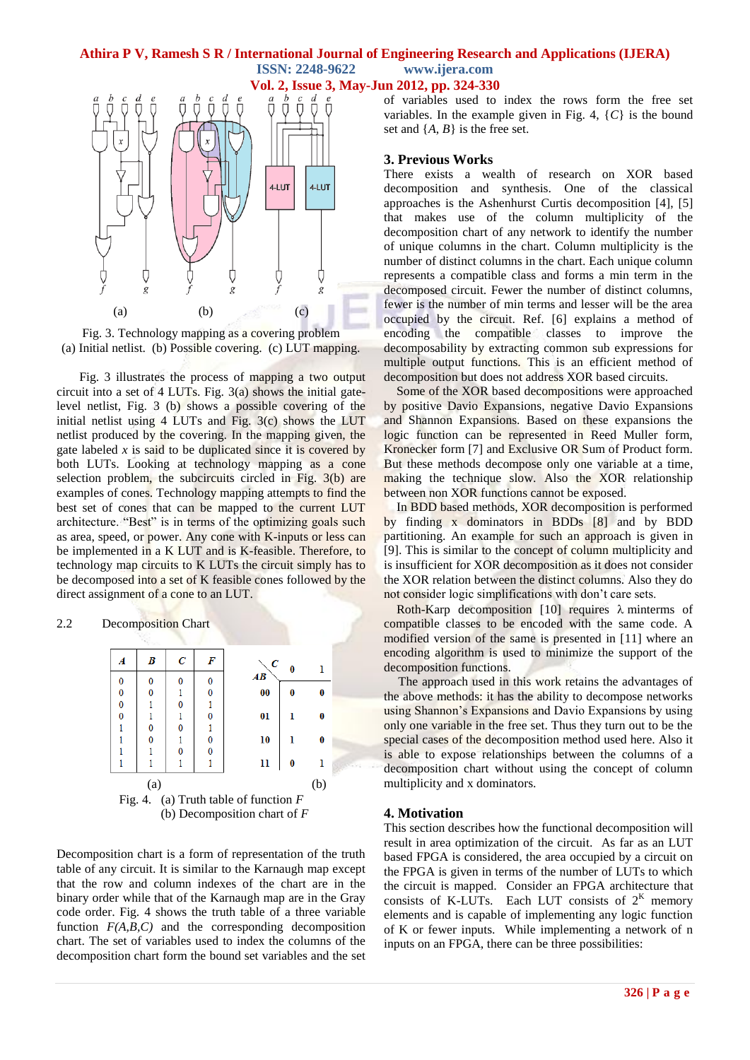Fig. 3. Technology mapping as a covering problem
(a) Initial netlist. (b) Possible covering. (c) LUT mapping.

Fig. 3 illustrates the process of mapping a two output circuit into a set of 4 LUTs. Fig. 3(a) shows the initial gate-level netlist, Fig. 3 (b) shows a possible covering of the initial netlist using 4 LUTs and Fig. 3(c) shows the LUT netlist produced by the covering. In the mapping given, the gate labeled *x* is said to be duplicated since it is covered by both LUTs. Looking at technology mapping as a cone selection problem, the subcircuits circled in Fig. 3(b) are examples of cones. Technology mapping attempts to find the best set of cones that can be mapped to the current LUT architecture. "Best" is in terms of the optimizing goals such as area, speed, or power. Any cone with K-inputs or less can be implemented in a K LUT and is K-feasible. Therefore, to technology map circuits to K LUTs the circuit simply has to be decomposed into a set of K feasible cones followed by the direct assignment of a cone to an LUT.

2.2 Decomposition Chart

| *A* | *B* | *C* | *F* |
|---|---|---|---|
| 0 | 0 | 0 | 0 |
| 0 | 0 | 1 | 0 |
| 0 | 1 | 0 | 1 |
| 0 | 1 | 1 | 0 |
| 1 | 0 | 0 | 1 |
| 1 | 0 | 1 | 0 |
| 1 | 1 | 0 | 0 |
| 1 | 1 | 1 | 1 |

(a)

| *AB* \ *C* | 0 | 1 |
|---|---|---|
| 00 | 0 | 0 |
| 01 | 1 | 0 |
| 10 | 1 | 0 |
| 11 | 0 | 1 |

(b)

Fig. 4. (a) Truth table of function *F*
(b) Decomposition chart of *F*

Decomposition chart is a form of representation of the truth table of any circuit. It is similar to the Karnaugh map except that the row and column indexes of the chart are in the binary order while that of the Karnaugh map are in the Gray code order. Fig. 4 shows the truth table of a three variable function *F(A,B,C)* and the corresponding decomposition chart. The set of variables used to index the columns of the decomposition chart form the bound set variables and the set of variables used to index the rows form the free set variables. In the example given in Fig. 4, {*C*} is the bound set and {*A*, *B*} is the free set.

## 3. Previous Works

There exists a wealth of research on XOR based decomposition and synthesis. One of the classical approaches is the Ashenhurst Curtis decomposition [4], [5] that makes use of the column multiplicity of the decomposition chart of any network to identify the number of unique columns in the chart. Column multiplicity is the number of distinct columns in the chart. Each unique column represents a compatible class and forms a min term in the decomposed circuit. Fewer the number of distinct columns, fewer is the number of min terms and lesser will be the area occupied by the circuit. Ref. [6] explains a method of encoding the compatible classes to improve the decomposability by extracting common sub expressions for multiple output functions. This is an efficient method of decomposition but does not address XOR based circuits.

Some of the XOR based decompositions were approached by positive Davio Expansions, negative Davio Expansions and Shannon Expansions. Based on these expansions the logic function can be represented in Reed Muller form, Kronecker form [7] and Exclusive OR Sum of Product form. But these methods decompose only one variable at a time, making the technique slow. Also the XOR relationship between non XOR functions cannot be exposed.

In BDD based methods, XOR decomposition is performed by finding x dominators in BDDs [8] and by BDD partitioning. An example for such an approach is given in [9]. This is similar to the concept of column multiplicity and is insufficient for XOR decomposition as it does not consider the XOR relation between the distinct columns. Also they do not consider logic simplifications with don't care sets.

Roth-Karp decomposition [10] requires λ minterms of compatible classes to be encoded with the same code. A modified version of the same is presented in [11] where an encoding algorithm is used to minimize the support of the decomposition functions.

The approach used in this work retains the advantages of the above methods: it has the ability to decompose networks using Shannon's Expansions and Davio Expansions by using only one variable in the free set. Thus they turn out to be the special cases of the decomposition method used here. Also it is able to expose relationships between the columns of a decomposition chart without using the concept of column multiplicity and x dominators.

## 4. Motivation

This section describes how the functional decomposition will result in area optimization of the circuit. As far as an LUT based FPGA is considered, the area occupied by a circuit on the FPGA is given in terms of the number of LUTs to which the circuit is mapped. Consider an FPGA architecture that consists of K-LUTs. Each LUT consists of $2^K$ memory elements and is capable of implementing any logic function of K or fewer inputs. While implementing a network of n inputs on an FPGA, there can be three possibilities: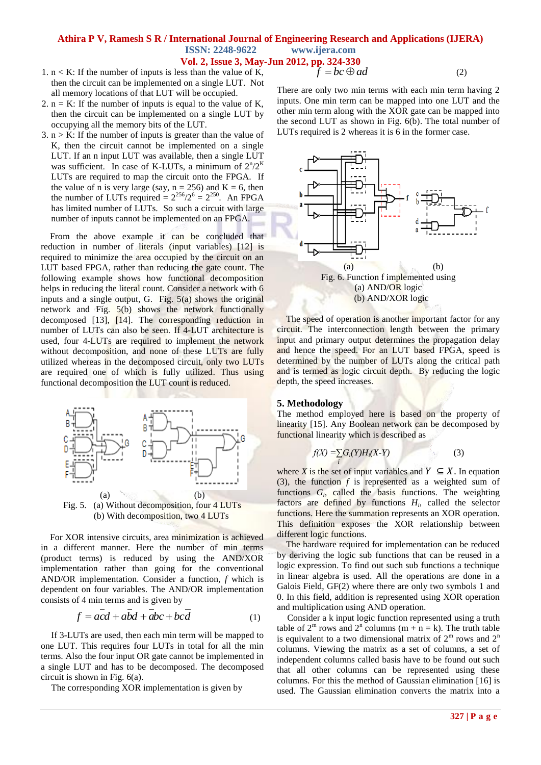1. n < K: If the number of inputs is less than the value of K, then the circuit can be implemented on a single LUT. Not all memory locations of that LUT will be occupied.
2. n = K: If the number of inputs is equal to the value of K, then the circuit can be implemented on a single LUT by occupying all the memory bits of the LUT.
3. n > K: If the number of inputs is greater than the value of K, then the circuit cannot be implemented on a single LUT. If an n input LUT was available, then a single LUT was sufficient. In case of K-LUTs, a minimum of $2^n/2^K$ LUTs are required to map the circuit onto the FPGA. If the value of n is very large (say, n = 256) and K = 6, then the number of LUTs required = $2^{256}/2^6 = 2^{250}$. An FPGA has limited number of LUTs. So such a circuit with large number of inputs cannot be implemented on an FPGA.

From the above example it can be concluded that reduction in number of literals (input variables) [12] is required to minimize the area occupied by the circuit on an LUT based FPGA, rather than reducing the gate count. The following example shows how functional decomposition helps in reducing the literal count. Consider a network with 6 inputs and a single output, G. Fig. 5(a) shows the original network and Fig. 5(b) shows the network functionally decomposed [13], [14]. The corresponding reduction in number of LUTs can also be seen. If 4-LUT architecture is used, four 4-LUTs are required to implement the network without decomposition, and none of these LUTs are fully utilized whereas in the decomposed circuit, only two LUTs are required one of which is fully utilized. Thus using functional decomposition the LUT count is reduced.

Fig. 5. (a) Without decomposition, four 4 LUTs
(b) With decomposition, two 4 LUTs

For XOR intensive circuits, area minimization is achieved in a different manner. Here the number of min terms (product terms) is reduced by using the AND/XOR implementation rather than going for the conventional AND/OR implementation. Consider a function, $f$ which is dependent on four variables. The AND/OR implementation consists of 4 min terms and is given by

$$f = a\bar{c}d + a\bar{b}d + \bar{a}bc + bc\bar{d} \qquad (1)$$

If 3-LUTs are used, then each min term will be mapped to one LUT. This requires four LUTs in total for all the min terms. Also the four input OR gate cannot be implemented in a single LUT and has to be decomposed. The decomposed circuit is shown in Fig. 6(a).

The corresponding XOR implementation is given by

$$f = bc \oplus ad \qquad (2)$$

There are only two min terms with each min term having 2 inputs. One min term can be mapped into one LUT and the other min term along with the XOR gate can be mapped into the second LUT as shown in Fig. 6(b). The total number of LUTs required is 2 whereas it is 6 in the former case.

Fig. 6. Function f implemented using
(a) AND/OR logic
(b) AND/XOR logic

The speed of operation is another important factor for any circuit. The interconnection length between the primary input and primary output determines the propagation delay and hence the speed. For an LUT based FPGA, speed is determined by the number of LUTs along the critical path and is termed as logic circuit depth. By reducing the logic depth, the speed increases.

## 5. Methodology

The method employed here is based on the property of linearity [15]. Any Boolean network can be decomposed by functional linearity which is described as

$$f(X) = \sum_i G_i(Y) H_i(X\text{-}Y) \qquad (3)$$

where $X$ is the set of input variables and $Y \subseteq X$. In equation (3), the function $f$ is represented as a weighted sum of functions $G_i$, called the basis functions. The weighting factors are defined by functions $H_i$, called the selector functions. Here the summation represents an XOR operation. This definition exposes the XOR relationship between different logic functions.

The hardware required for implementation can be reduced by deriving the logic sub functions that can be reused in a logic expression. To find out such sub functions a technique in linear algebra is used. All the operations are done in a Galois Field, GF(2) where there are only two symbols 1 and 0. In this field, addition is represented using XOR operation and multiplication using AND operation.

Consider a k input logic function represented using a truth table of $2^m$ rows and $2^n$ columns (m + n = k). The truth table is equivalent to a two dimensional matrix of $2^m$ rows and $2^n$ columns. Viewing the matrix as a set of columns, a set of independent columns called basis have to be found out such that all other columns can be represented using these columns. For this the method of Gaussian elimination [16] is used. The Gaussian elimination converts the matrix into a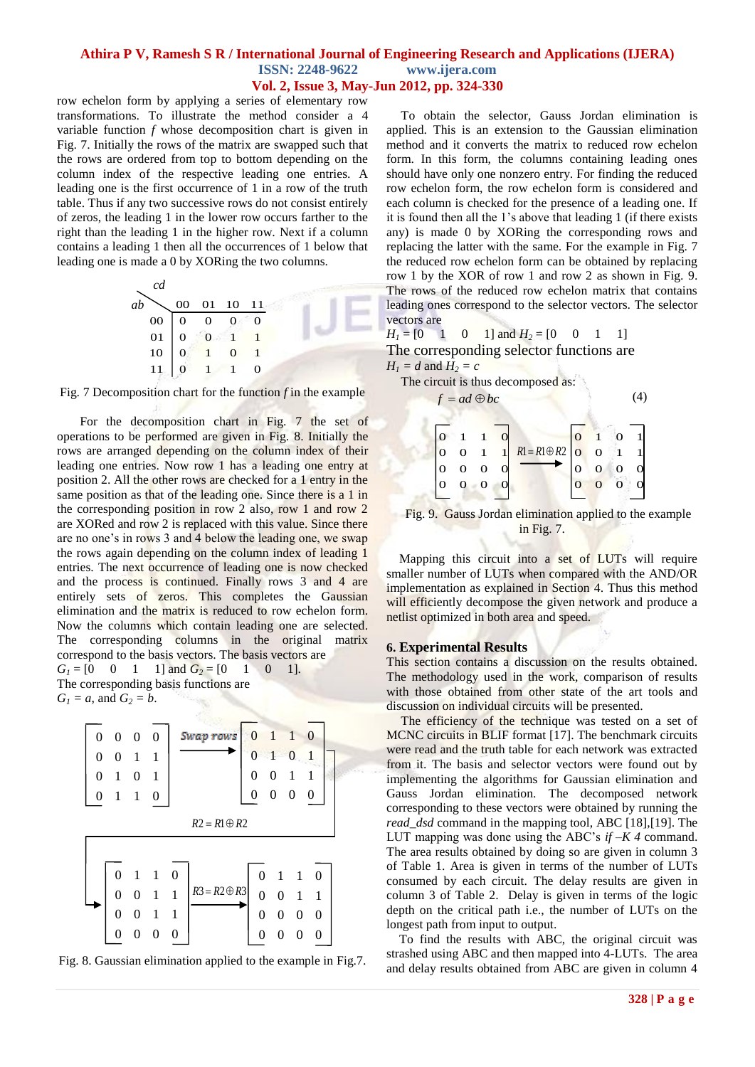row echelon form by applying a series of elementary row transformations. To illustrate the method consider a 4 variable function *f* whose decomposition chart is given in Fig. 7. Initially the rows of the matrix are swapped such that the rows are ordered from top to bottom depending on the column index of the respective leading one entries. A leading one is the first occurrence of 1 in a row of the truth table. Thus if any two successive rows do not consist entirely of zeros, the leading 1 in the lower row occurs farther to the right than the leading 1 in the higher row. Next if a column contains a leading 1 then all the occurrences of 1 below that leading one is made a 0 by XORing the two columns.

| ab \ cd | 00 | 01 | 10 | 11 |
|---|---|---|---|---|
| 00 | 0 | 0 | 0 | 0 |
| 01 | 0 | 0 | 1 | 1 |
| 10 | 0 | 1 | 0 | 1 |
| 11 | 0 | 1 | 1 | 0 |

Fig. 7 Decomposition chart for the function *f* in the example

For the decomposition chart in Fig. 7 the set of operations to be performed are given in Fig. 8. Initially the rows are arranged depending on the column index of their leading one entries. Now row 1 has a leading one entry at position 2. All the other rows are checked for a 1 entry in the same position as that of the leading one. Since there is a 1 in the corresponding position in row 2 also, row 1 and row 2 are XORed and row 2 is replaced with this value. Since there are no one's in rows 3 and 4 below the leading one, we swap the rows again depending on the column index of leading 1 entries. The next occurrence of leading one is now checked and the process is continued. Finally rows 3 and 4 are entirely sets of zeros. This completes the Gaussian elimination and the matrix is reduced to row echelon form. Now the columns which contain leading one are selected. The corresponding columns in the original matrix correspond to the basis vectors. The basis vectors are

$G_1 = [0 \quad 0 \quad 1 \quad 1]$ and $G_2 = [0 \quad 1 \quad 0 \quad 1]$.

The corresponding basis functions are

$G_1 = a$, and $G_2 = b$.

$$\begin{bmatrix}0&0&0&0\\0&0&1&1\\0&1&0&1\\0&1&1&0\end{bmatrix} \xrightarrow{\text{Swap rows}} \begin{bmatrix}0&1&1&0\\0&1&0&1\\0&0&1&1\\0&0&0&0\end{bmatrix} \xrightarrow{R2=R1\oplus R2} \begin{bmatrix}0&1&1&0\\0&0&1&1\\0&0&1&1\\0&0&0&0\end{bmatrix} \xrightarrow{R3=R2\oplus R3} \begin{bmatrix}0&1&1&0\\0&0&1&1\\0&0&0&0\\0&0&0&0\end{bmatrix}$$

Fig. 8. Gaussian elimination applied to the example in Fig.7.

To obtain the selector, Gauss Jordan elimination is applied. This is an extension to the Gaussian elimination method and it converts the matrix to reduced row echelon form. In this form, the columns containing leading ones should have only one nonzero entry. For finding the reduced row echelon form, the row echelon form is considered and each column is checked for the presence of a leading one. If it is found then all the 1's above that leading 1 (if there exists any) is made 0 by XORing the corresponding rows and replacing the latter with the same. For the example in Fig. 7 the reduced row echelon form can be obtained by replacing row 1 by the XOR of row 1 and row 2 as shown in Fig. 9. The rows of the reduced row echelon matrix that contains leading ones correspond to the selector vectors. The selector vectors are

$H_1 = [0 \quad 1 \quad 0 \quad 1]$ and $H_2 = [0 \quad 0 \quad 1 \quad 1]$

The corresponding selector functions are

$H_1 = d$ and $H_2 = c$

The circuit is thus decomposed as:

$$f = ad \oplus bc \qquad (4)$$

$$\begin{bmatrix}0&1&1&0\\0&0&1&1\\0&0&0&0\\0&0&0&0\end{bmatrix} \xrightarrow{R1=R1\oplus R2} \begin{bmatrix}0&1&0&1\\0&0&1&1\\0&0&0&0\\0&0&0&0\end{bmatrix}$$

Fig. 9. Gauss Jordan elimination applied to the example in Fig. 7.

Mapping this circuit into a set of LUTs will require smaller number of LUTs when compared with the AND/OR implementation as explained in Section 4. Thus this method will efficiently decompose the given network and produce a netlist optimized in both area and speed.

## 6. Experimental Results

This section contains a discussion on the results obtained. The methodology used in the work, comparison of results with those obtained from other state of the art tools and discussion on individual circuits will be presented.

The efficiency of the technique was tested on a set of MCNC circuits in BLIF format [17]. The benchmark circuits were read and the truth table for each network was extracted from it. The basis and selector vectors were found out by implementing the algorithms for Gaussian elimination and Gauss Jordan elimination. The decomposed network corresponding to these vectors were obtained by running the *read_dsd* command in the mapping tool, ABC [18],[19]. The LUT mapping was done using the ABC's *if –K 4* command. The area results obtained by doing so are given in column 3 of Table 1. Area is given in terms of the number of LUTs consumed by each circuit. The delay results are given in column 3 of Table 2. Delay is given in terms of the logic depth on the critical path i.e., the number of LUTs on the longest path from input to output.

To find the results with ABC, the original circuit was strashed using ABC and then mapped into 4-LUTs. The area and delay results obtained from ABC are given in column 4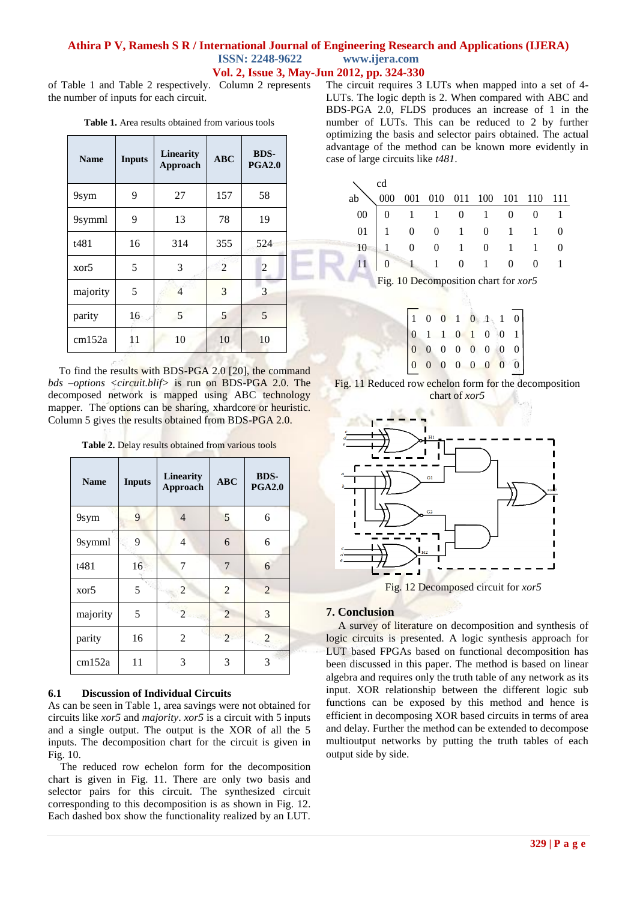of Table 1 and Table 2 respectively. Column 2 represents the number of inputs for each circuit.

**Table 1.** Area results obtained from various tools

| Name | Inputs | Linearity Approach | ABC | BDS-PGA2.0 |
|---|---|---|---|---|
| 9sym | 9 | 27 | 157 | 58 |
| 9symml | 9 | 13 | 78 | 19 |
| t481 | 16 | 314 | 355 | 524 |
| xor5 | 5 | 3 | 2 | 2 |
| majority | 5 | 4 | 3 | 3 |
| parity | 16 | 5 | 5 | 5 |
| cm152a | 11 | 10 | 10 | 10 |

To find the results with BDS-PGA 2.0 [20], the command *bds –options <circuit.blif>* is run on BDS-PGA 2.0. The decomposed network is mapped using ABC technology mapper. The options can be sharing, xhardcore or heuristic. Column 5 gives the results obtained from BDS-PGA 2.0.

**Table 2.** Delay results obtained from various tools

| Name | Inputs | Linearity Approach | ABC | BDS-PGA2.0 |
|---|---|---|---|---|
| 9sym | 9 | 4 | 5 | 6 |
| 9symml | 9 | 4 | 6 | 6 |
| t481 | 16 | 7 | 7 | 6 |
| xor5 | 5 | 2 | 2 | 2 |
| majority | 5 | 2 | 2 | 3 |
| parity | 16 | 2 | 2 | 2 |
| cm152a | 11 | 3 | 3 | 3 |

### 6.1 Discussion of Individual Circuits

As can be seen in Table 1, area savings were not obtained for circuits like *xor5* and *majority*. *xor5* is a circuit with 5 inputs and a single output. The output is the XOR of all the 5 inputs. The decomposition chart for the circuit is given in Fig. 10.

The reduced row echelon form for the decomposition chart is given in Fig. 11. There are only two basis and selector pairs for this circuit. The synthesized circuit corresponding to this decomposition is as shown in Fig. 12. Each dashed box show the functionality realized by an LUT. The circuit requires 3 LUTs when mapped into a set of 4-LUTs. The logic depth is 2. When compared with ABC and BDS-PGA 2.0, FLDS produces an increase of 1 in the number of LUTs. This can be reduced to 2 by further optimizing the basis and selector pairs obtained. The actual advantage of the method can be known more evidently in case of large circuits like *t481*.

| ab \ cd | 000 | 001 | 010 | 011 | 100 | 101 | 110 | 111 |
|---|---|---|---|---|---|---|---|---|
| 00 | 0 | 1 | 1 | 0 | 1 | 0 | 0 | 1 |
| 01 | 1 | 0 | 0 | 1 | 0 | 1 | 1 | 0 |
| 10 | 1 | 0 | 0 | 1 | 0 | 1 | 1 | 0 |
| 11 | 0 | 1 | 1 | 0 | 1 | 0 | 0 | 1 |

Fig. 10 Decomposition chart for *xor5*

$$\begin{bmatrix} 1 & 0 & 0 & 1 & 0 & 1 & 1 & 0 \\ 0 & 1 & 1 & 0 & 1 & 0 & 0 & 1 \\ 0 & 0 & 0 & 0 & 0 & 0 & 0 & 0 \\ 0 & 0 & 0 & 0 & 0 & 0 & 0 & 0 \end{bmatrix}$$

Fig. 11 Reduced row echelon form for the decomposition chart of *xor5*

Fig. 12 Decomposed circuit for *xor5*

## 7. Conclusion

A survey of literature on decomposition and synthesis of logic circuits is presented. A logic synthesis approach for LUT based FPGAs based on functional decomposition has been discussed in this paper. The method is based on linear algebra and requires only the truth table of any network as its input. XOR relationship between the different logic sub functions can be exposed by this method and hence is efficient in decomposing XOR based circuits in terms of area and delay. Further the method can be extended to decompose multioutput networks by putting the truth tables of each output side by side.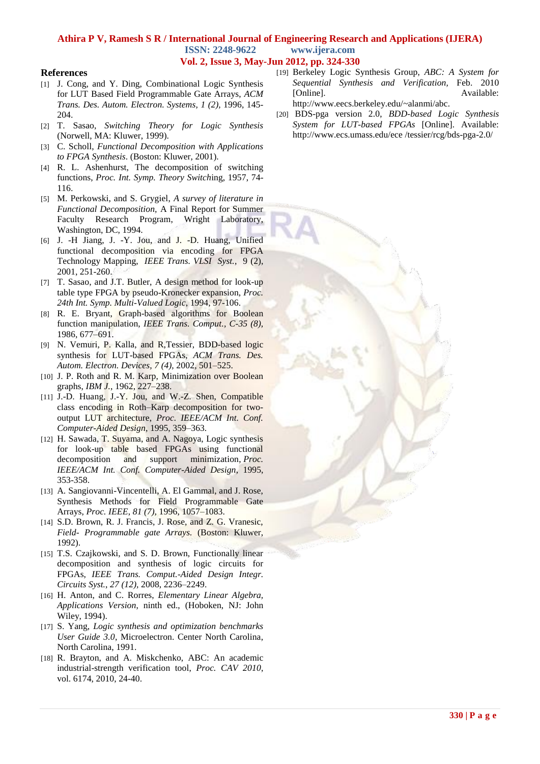## References

[1] J. Cong, and Y. Ding, Combinational Logic Synthesis for LUT Based Field Programmable Gate Arrays, *ACM Trans. Des. Autom. Electron. Systems, 1 (2)*, 1996, 145-204.

[2] T. Sasao, *Switching Theory for Logic Synthesis* (Norwell, MA: Kluwer, 1999).

[3] C. Scholl, *Functional Decomposition with Applications to FPGA Synthesis*. (Boston: Kluwer, 2001).

[4] R. L. Ashenhurst, The decomposition of switching functions, *Proc. Int. Symp. Theory Switch*ing, 1957, 74-116.

[5] M. Perkowski, and S. Grygiel, *A survey of literature in Functional Decomposition,* A Final Report for Summer Faculty Research Program, Wright Laboratory, Washington, DC, 1994.

[6] J. -H Jiang, J. -Y. Jou, and J. -D. Huang, Unified functional decomposition via encoding for FPGA Technology Mapping, *IEEE Trans. VLSI Syst.*, 9 (2), 2001, 251-260.

[7] T. Sasao, and J.T. Butler, A design method for look-up table type FPGA by pseudo-Kronecker expansion, *Proc. 24th Int. Symp. Multi-Valued Logic*, 1994, 97-106.

[8] R. E. Bryant, Graph-based algorithms for Boolean function manipulation, *IEEE Trans. Comput., C-35 (8)*, 1986, 677–691.

[9] N. Vemuri, P. Kalla, and R,Tessier, BDD-based logic synthesis for LUT-based FPGAs, *ACM Trans. Des. Autom. Electron. Devices, 7 (4)*, 2002, 501–525.

[10] J. P. Roth and R. M. Karp, Minimization over Boolean graphs, *IBM J.*, 1962, 227–238.

[11] J.-D. Huang, J.-Y. Jou, and W.-Z. Shen, Compatible class encoding in Roth–Karp decomposition for two-output LUT architecture, *Proc. IEEE/ACM Int. Conf. Computer-Aided Design*, 1995, 359–363.

[12] H. Sawada, T. Suyama, and A. Nagoya, Logic synthesis for look-up table based FPGAs using functional decomposition and support minimization, *Proc. IEEE/ACM Int. Conf. Computer-Aided Design*, 1995, 353-358.

[13] A. Sangiovanni-Vincentelli, A. El Gammal, and J. Rose, Synthesis Methods for Field Programmable Gate Arrays, *Proc. IEEE, 81 (7)*, 1996, 1057–1083.

[14] S.D. Brown, R. J. Francis, J. Rose, and Z. G. Vranesic, *Field- Programmable gate Arrays.* (Boston: Kluwer, 1992).

[15] T.S. Czajkowski, and S. D. Brown, Functionally linear decomposition and synthesis of logic circuits for FPGAs, *IEEE Trans. Comput.-Aided Design Integr. Circuits Syst., 27 (12)*, 2008, 2236–2249.

[16] H. Anton, and C. Rorres, *Elementary Linear Algebra, Applications Version*, ninth ed., (Hoboken, NJ: John Wiley, 1994).

[17] S. Yang, *Logic synthesis and optimization benchmarks User Guide 3.0*, Microelectron. Center North Carolina, North Carolina, 1991.

[18] R. Brayton, and A. Miskchenko, ABC: An academic industrial-strength verification tool, *Proc. CAV 2010*, vol. 6174, 2010, 24-40.

[19] Berkeley Logic Synthesis Group, *ABC: A System for Sequential Synthesis and Verification,* Feb. 2010 [Online]. Available: http://www.eecs.berkeley.edu/~alanmi/abc.

[20] BDS-pga version 2.0, *BDD-based Logic Synthesis System for LUT-based FPGAs* [Online]. Available: http://www.ecs.umass.edu/ece /tessier/rcg/bds-pga-2.0/